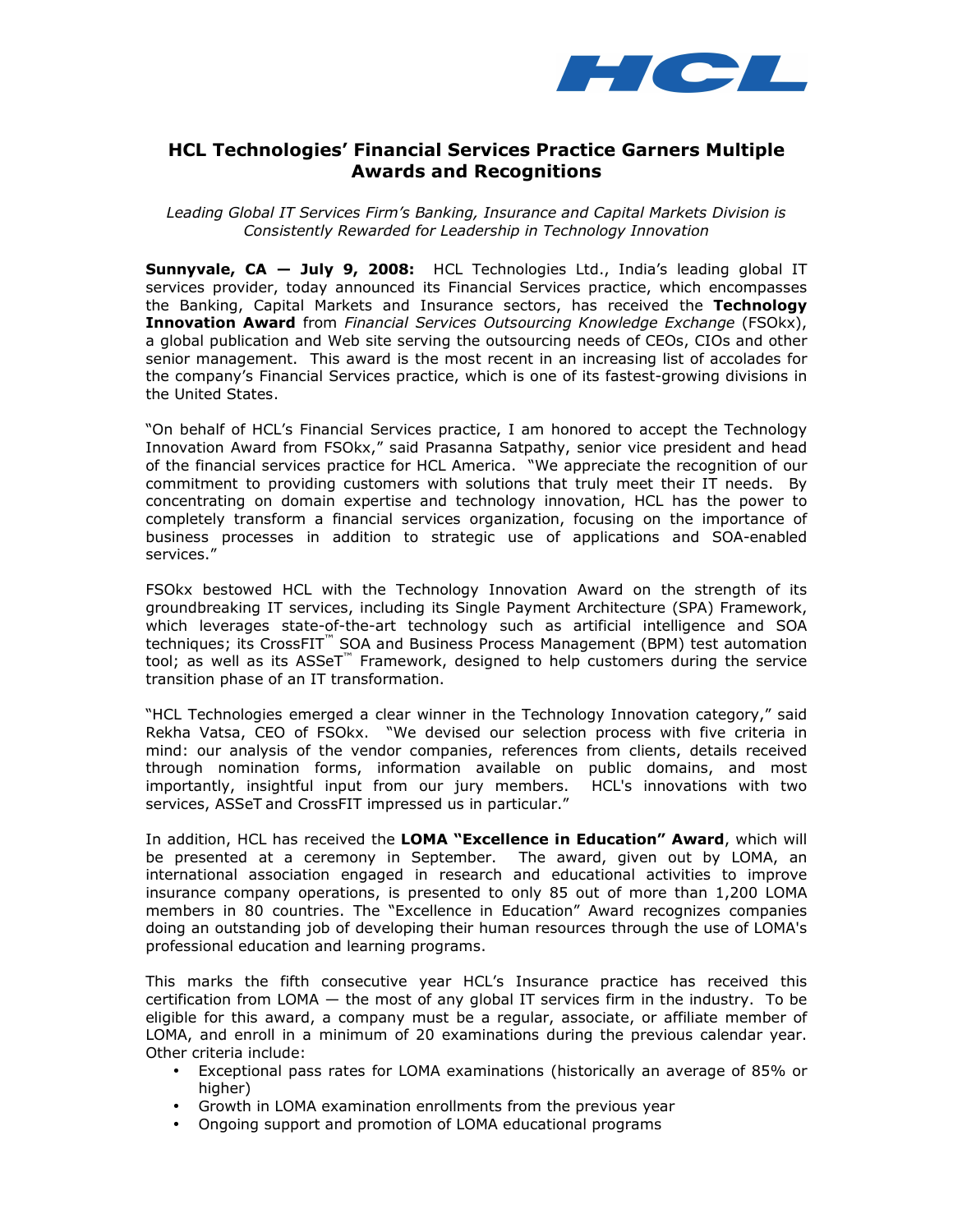# HCL Technologies' Financial Services Practice Garners Multiple Awards and Recognitions

*Leading Global IT Services Firm's Banking, Insurance and Capital Markets Division is Consistently Rewarded for Leadership in Technology Innovation*

**Sunnyvale, CA — July 9, 2008:** HCL Technologies Ltd., India's leading global IT services provider, today announced its Financial Services practice, which encompasses the Banking, Capital Markets and Insurance sectors, has received the **Technology Innovation Award** from *Financial Services Outsourcing Knowledge Exchange* (FSOkx), a global publication and Web site serving the outsourcing needs of CEOs, CIOs and other senior management. This award is the most recent in an increasing list of accolades for the company's Financial Services practice, which is one of its fastest-growing divisions in the United States.

"On behalf of HCL's Financial Services practice, I am honored to accept the Technology Innovation Award from FSOkx," said Prasanna Satpathy, senior vice president and head of the financial services practice for HCL America. "We appreciate the recognition of our commitment to providing customers with solutions that truly meet their IT needs. By concentrating on domain expertise and technology innovation, HCL has the power to completely transform a financial services organization, focusing on the importance of business processes in addition to strategic use of applications and SOA-enabled services."

FSOkx bestowed HCL with the Technology Innovation Award on the strength of its groundbreaking IT services, including its Single Payment Architecture (SPA) Framework, which leverages state-of-the-art technology such as artificial intelligence and SOA techniques; its CrossFIT™ SOA and Business Process Management (BPM) test automation tool; as well as its ASSeT™ Framework, designed to help customers during the service transition phase of an IT transformation.

"HCL Technologies emerged a clear winner in the Technology Innovation category," said Rekha Vatsa, CEO of FSOkx. "We devised our selection process with five criteria in mind: our analysis of the vendor companies, references from clients, details received through nomination forms, information available on public domains, and most importantly, insightful input from our jury members. HCL's innovations with two services, ASSeT and CrossFIT impressed us in particular."

In addition, HCL has received the **LOMA "Excellence in Education" Award**, which will be presented at a ceremony in September. The award, given out by LOMA, an international association engaged in research and educational activities to improve insurance company operations, is presented to only 85 out of more than 1,200 LOMA members in 80 countries. The "Excellence in Education" Award recognizes companies doing an outstanding job of developing their human resources through the use of LOMA's professional education and learning programs.

This marks the fifth consecutive year HCL's Insurance practice has received this certification from LOMA — the most of any global IT services firm in the industry. To be eligible for this award, a company must be a regular, associate, or affiliate member of LOMA, and enroll in a minimum of 20 examinations during the previous calendar year. Other criteria include:

- Exceptional pass rates for LOMA examinations (historically an average of 85% or higher)
- Growth in LOMA examination enrollments from the previous year
- Ongoing support and promotion of LOMA educational programs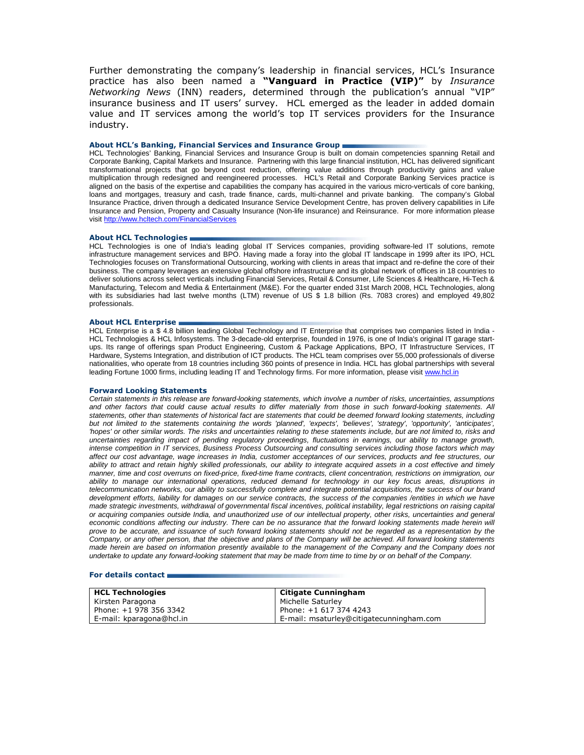Further demonstrating the company's leadership in financial services, HCL's Insurance practice has also been named a **"Vanguard in Practice (VIP)"** by *Insurance Networking News* (INN) readers, determined through the publication's annual "VIP" insurance business and IT users' survey. HCL emerged as the leader in added domain value and IT services among the world's top IT services providers for the Insurance industry.

### About HCL's Banking, Financial Services and Insurance Group

HCL Technologies' Banking, Financial Services and Insurance Group is built on domain competencies spanning Retail and Corporate Banking, Capital Markets and Insurance. Partnering with this large financial institution, HCL has delivered significant transformational projects that go beyond cost reduction, offering value additions through productivity gains and value multiplication through redesigned and reengineered processes. HCL's Retail and Corporate Banking Services practice is aligned on the basis of the expertise and capabilities the company has acquired in the various micro-verticals of core banking, loans and mortgages, treasury and cash, trade finance, cards, multi-channel and private banking. The company's Global Insurance Practice, driven through a dedicated Insurance Service Development Centre, has proven delivery capabilities in Life Insurance and Pension, Property and Casualty Insurance (Non-life insurance) and Reinsurance. For more information please visit http://www.hcltech.com/FinancialServices

### About HCL Technologies

HCL Technologies is one of India's leading global IT Services companies, providing software-led IT solutions, remote infrastructure management services and BPO. Having made a foray into the global IT landscape in 1999 after its IPO, HCL Technologies focuses on Transformational Outsourcing, working with clients in areas that impact and re-define the core of their business. The company leverages an extensive global offshore infrastructure and its global network of offices in 18 countries to deliver solutions across select verticals including Financial Services, Retail & Consumer, Life Sciences & Healthcare, Hi-Tech & Manufacturing, Telecom and Media & Entertainment (M&E). For the quarter ended 31st March 2008, HCL Technologies, along with its subsidiaries had last twelve months (LTM) revenue of US $ 1.8 billion (Rs. 7083 crores) and employed 49,802 professionals.

### About HCL Enterprise

HCL Enterprise is a $ 4.8 billion leading Global Technology and IT Enterprise that comprises two companies listed in India - HCL Technologies & HCL Infosystems. The 3-decade-old enterprise, founded in 1976, is one of India's original IT garage start-ups. Its range of offerings span Product Engineering, Custom & Package Applications, BPO, IT Infrastructure Services, IT Hardware, Systems Integration, and distribution of ICT products. The HCL team comprises over 55,000 professionals of diverse nationalities, who operate from 18 countries including 360 points of presence in India. HCL has global partnerships with several leading Fortune 1000 firms, including leading IT and Technology firms. For more information, please visit www.hcl.in

### Forward Looking Statements

*Certain statements in this release are forward-looking statements, which involve a number of risks, uncertainties, assumptions and other factors that could cause actual results to differ materially from those in such forward-looking statements. All statements, other than statements of historical fact are statements that could be deemed forward looking statements, including but not limited to the statements containing the words 'planned', 'expects', 'believes', 'strategy', 'opportunity', 'anticipates', 'hopes' or other similar words. The risks and uncertainties relating to these statements include, but are not limited to, risks and uncertainties regarding impact of pending regulatory proceedings, fluctuations in earnings, our ability to manage growth, intense competition in IT services, Business Process Outsourcing and consulting services including those factors which may affect our cost advantage, wage increases in India, customer acceptances of our services, products and fee structures, our ability to attract and retain highly skilled professionals, our ability to integrate acquired assets in a cost effective and timely manner, time and cost overruns on fixed-price, fixed-time frame contracts, client concentration, restrictions on immigration, our ability to manage our international operations, reduced demand for technology in our key focus areas, disruptions in telecommunication networks, our ability to successfully complete and integrate potential acquisitions, the success of our brand development efforts, liability for damages on our service contracts, the success of the companies /entities in which we have made strategic investments, withdrawal of governmental fiscal incentives, political instability, legal restrictions on raising capital or acquiring companies outside India, and unauthorized use of our intellectual property, other risks, uncertainties and general economic conditions affecting our industry. There can be no assurance that the forward looking statements made herein will prove to be accurate, and issuance of such forward looking statements should not be regarded as a representation by the Company, or any other person, that the objective and plans of the Company will be achieved. All forward looking statements made herein are based on information presently available to the management of the Company and the Company does not undertake to update any forward-looking statement that may be made from time to time by or on behalf of the Company.*

### For details contact

| HCL Technologies | Citigate Cunningham |
|---|---|
| Kirsten Paragona | Michelle Saturley |
| Phone: +1 978 356 3342 | Phone: +1 617 374 4243 |
| E-mail: kparagona@hcl.in | E-mail: msaturley@citigatecunningham.com |